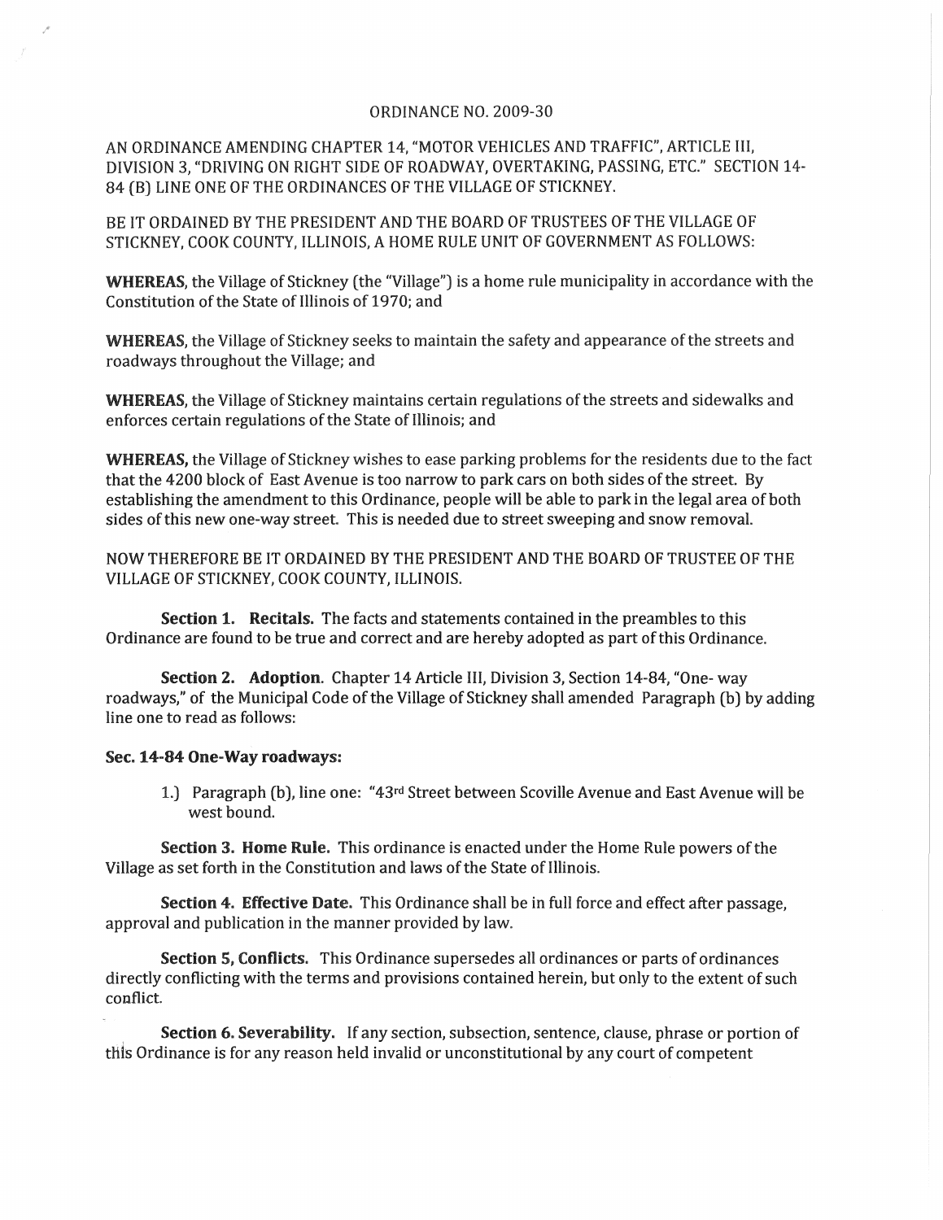ORDINANCE NO. 2009-30

AN ORDINANCE AMENDING CHAPTER 14, "MOTOR VEHICLES AND TRAFFIC", ARTICLE III, DIVISION 3, "DRIVING ON RIGHT SIDE OF ROADWAY, OVERTAKING, PASSING, ETC." SECTION 14-84 (B) LINE ONE OF THE ORDINANCES OF THE VILLAGE OF STICKNEY.

BE IT ORDAINED BY THE PRESIDENT AND THE BOARD OF TRUSTEES OF THE VILLAGE OF STICKNEY, COOK COUNTY, ILLINOIS, A HOME RULE UNIT OF GOVERNMENT AS FOLLOWS:

**WHEREAS**, the Village of Stickney (the "Village") is a home rule municipality in accordance with the Constitution of the State of Illinois of 1970; and

**WHEREAS**, the Village of Stickney seeks to maintain the safety and appearance of the streets and roadways throughout the Village; and

**WHEREAS**, the Village of Stickney maintains certain regulations of the streets and sidewalks and enforces certain regulations of the State of Illinois; and

**WHEREAS,** the Village of Stickney wishes to ease parking problems for the residents due to the fact that the 4200 block of East Avenue is too narrow to park cars on both sides of the street. By establishing the amendment to this Ordinance, people will be able to park in the legal area of both sides of this new one-way street. This is needed due to street sweeping and snow removal.

NOW THEREFORE BE IT ORDAINED BY THE PRESIDENT AND THE BOARD OF TRUSTEE OF THE VILLAGE OF STICKNEY, COOK COUNTY, ILLINOIS.

**Section 1. Recitals.** The facts and statements contained in the preambles to this Ordinance are found to be true and correct and are hereby adopted as part of this Ordinance.

**Section 2. Adoption**. Chapter 14 Article III, Division 3, Section 14-84, "One- way roadways," of the Municipal Code of the Village of Stickney shall amended Paragraph (b) by adding line one to read as follows:

**Sec. 14-84 One-Way roadways:**

1.) Paragraph (b), line one: "43rd Street between Scoville Avenue and East Avenue will be west bound.

**Section 3. Home Rule.** This ordinance is enacted under the Home Rule powers of the Village as set forth in the Constitution and laws of the State of Illinois.

**Section 4. Effective Date.** This Ordinance shall be in full force and effect after passage, approval and publication in the manner provided by law.

**Section 5, Conflicts.** This Ordinance supersedes all ordinances or parts of ordinances directly conflicting with the terms and provisions contained herein, but only to the extent of such conflict.

**Section 6. Severability.** If any section, subsection, sentence, clause, phrase or portion of this Ordinance is for any reason held invalid or unconstitutional by any court of competent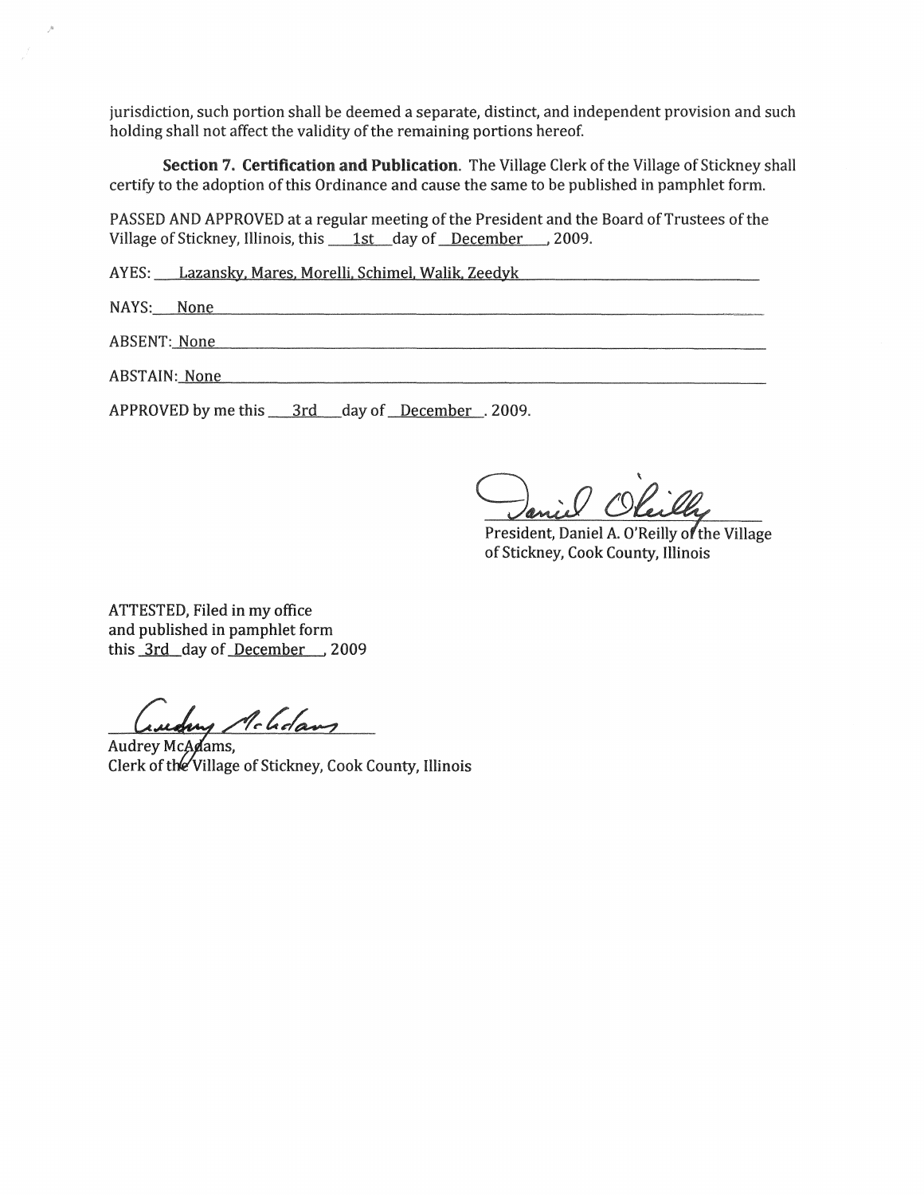jurisdiction, such portion shall be deemed a separate, distinct, and independent provision and such holding shall not affect the validity of the remaining portions hereof.

**Section 7. Certification and Publication.** The Village Clerk of the Village of Stickney shall certify to the adoption of this Ordinance and cause the same to be published in pamphlet form.

PASSED AND APPROVED at a regular meeting of the President and the Board of Trustees of the Village of Stickney, Illinois, this 1st day of December, 2009.

AYES: Lazansky, Mares, Morelli, Schimel, Walik, Zeedyk

NAYS: None

ABSENT: None

ABSTAIN: None

APPROVED by me this 3rd day of December. 2009.

Daniel O'Reilly

President, Daniel A. O'Reilly of the Village of Stickney, Cook County, Illinois

ATTESTED, Filed in my office and published in pamphlet form this 3rd day of December, 2009

Audrey McAdams

Audrey McAdams,
Clerk of the Village of Stickney, Cook County, Illinois